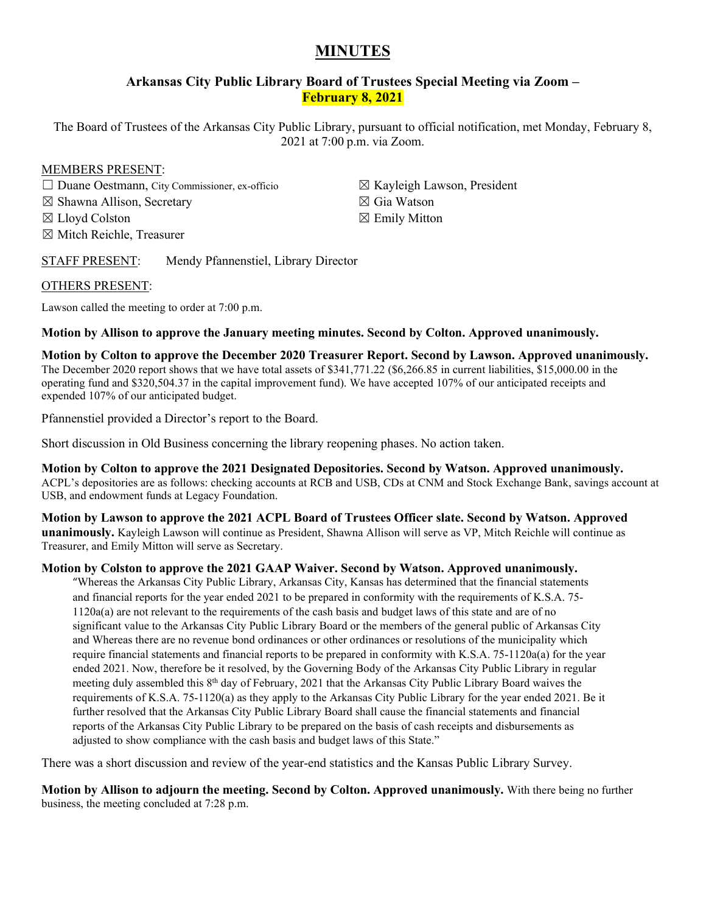# MINUTES

### Arkansas City Public Library Board of Trustees Special Meeting via Zoom – February 8, 2021

The Board of Trustees of the Arkansas City Public Library, pursuant to official notification, met Monday, February 8, 2021 at 7:00 p.m. via Zoom.

MEMBERS PRESENT:

☐ Duane Oestmann, City Commissioner, ex-officio
☒ Shawna Allison, Secretary
☒ Lloyd Colston
☒ Mitch Reichle, Treasurer
☒ Kayleigh Lawson, President
☒ Gia Watson
☒ Emily Mitton

STAFF PRESENT: Mendy Pfannenstiel, Library Director

OTHERS PRESENT:

Lawson called the meeting to order at 7:00 p.m.

**Motion by Allison to approve the January meeting minutes. Second by Colton. Approved unanimously.**

**Motion by Colton to approve the December 2020 Treasurer Report. Second by Lawson. Approved unanimously.** The December 2020 report shows that we have total assets of $341,771.22 ($6,266.85 in current liabilities, $15,000.00 in the operating fund and $320,504.37 in the capital improvement fund). We have accepted 107% of our anticipated receipts and expended 107% of our anticipated budget.

Pfannenstiel provided a Director's report to the Board.

Short discussion in Old Business concerning the library reopening phases. No action taken.

**Motion by Colton to approve the 2021 Designated Depositories. Second by Watson. Approved unanimously.** ACPL's depositories are as follows: checking accounts at RCB and USB, CDs at CNM and Stock Exchange Bank, savings account at USB, and endowment funds at Legacy Foundation.

**Motion by Lawson to approve the 2021 ACPL Board of Trustees Officer slate. Second by Watson. Approved unanimously.** Kayleigh Lawson will continue as President, Shawna Allison will serve as VP, Mitch Reichle will continue as Treasurer, and Emily Mitton will serve as Secretary.

**Motion by Colston to approve the 2021 GAAP Waiver. Second by Watson. Approved unanimously.**

> "Whereas the Arkansas City Public Library, Arkansas City, Kansas has determined that the financial statements and financial reports for the year ended 2021 to be prepared in conformity with the requirements of K.S.A. 75-1120a(a) are not relevant to the requirements of the cash basis and budget laws of this state and are of no significant value to the Arkansas City Public Library Board or the members of the general public of Arkansas City and Whereas there are no revenue bond ordinances or other ordinances or resolutions of the municipality which require financial statements and financial reports to be prepared in conformity with K.S.A. 75-1120a(a) for the year ended 2021. Now, therefore be it resolved, by the Governing Body of the Arkansas City Public Library in regular meeting duly assembled this 8th day of February, 2021 that the Arkansas City Public Library Board waives the requirements of K.S.A. 75-1120(a) as they apply to the Arkansas City Public Library for the year ended 2021. Be it further resolved that the Arkansas City Public Library Board shall cause the financial statements and financial reports of the Arkansas City Public Library to be prepared on the basis of cash receipts and disbursements as adjusted to show compliance with the cash basis and budget laws of this State."

There was a short discussion and review of the year-end statistics and the Kansas Public Library Survey.

**Motion by Allison to adjourn the meeting. Second by Colton. Approved unanimously.** With there being no further business, the meeting concluded at 7:28 p.m.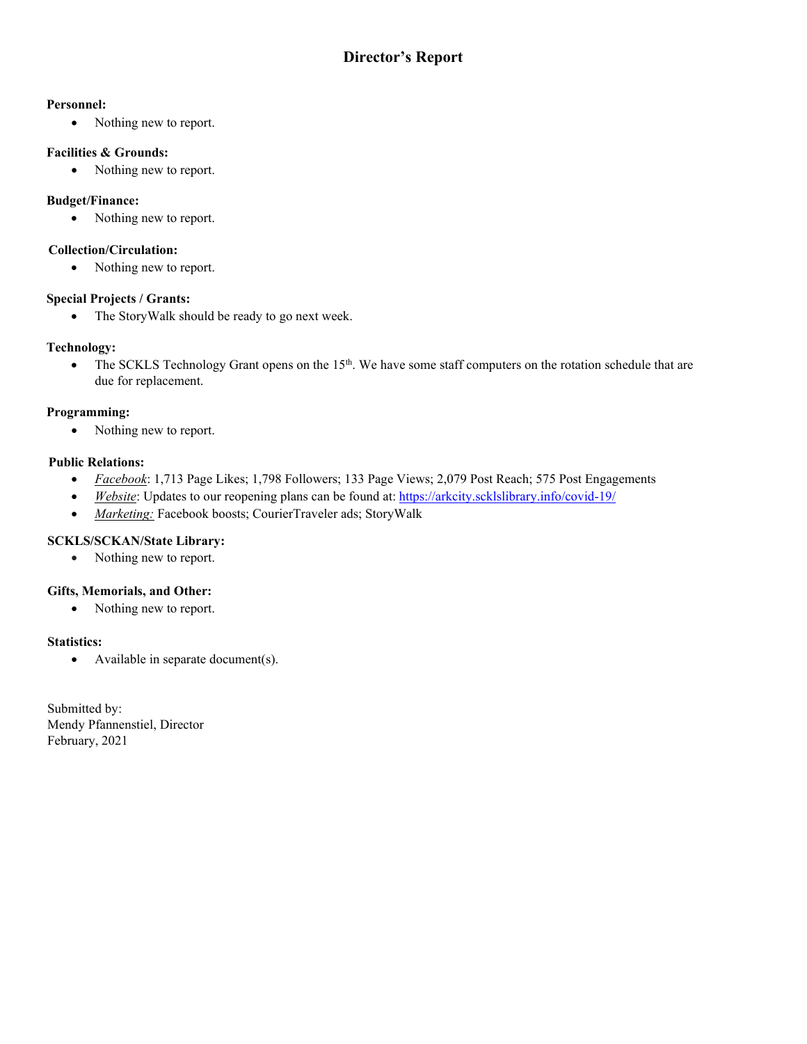# Director's Report

**Personnel:**

- Nothing new to report.

**Facilities & Grounds:**

- Nothing new to report.

**Budget/Finance:**

- Nothing new to report.

**Collection/Circulation:**

- Nothing new to report.

**Special Projects / Grants:**

- The StoryWalk should be ready to go next week.

**Technology:**

- The SCKLS Technology Grant opens on the 15th. We have some staff computers on the rotation schedule that are due for replacement.

**Programming:**

- Nothing new to report.

**Public Relations:**

- *Facebook*: 1,713 Page Likes; 1,798 Followers; 133 Page Views; 2,079 Post Reach; 575 Post Engagements
- *Website*: Updates to our reopening plans can be found at: https://arkcity.scklslibrary.info/covid-19/
- *Marketing:* Facebook boosts; CourierTraveler ads; StoryWalk

**SCKLS/SCKAN/State Library:**

- Nothing new to report.

**Gifts, Memorials, and Other:**

- Nothing new to report.

**Statistics:**

- Available in separate document(s).

Submitted by:
Mendy Pfannenstiel, Director
February, 2021